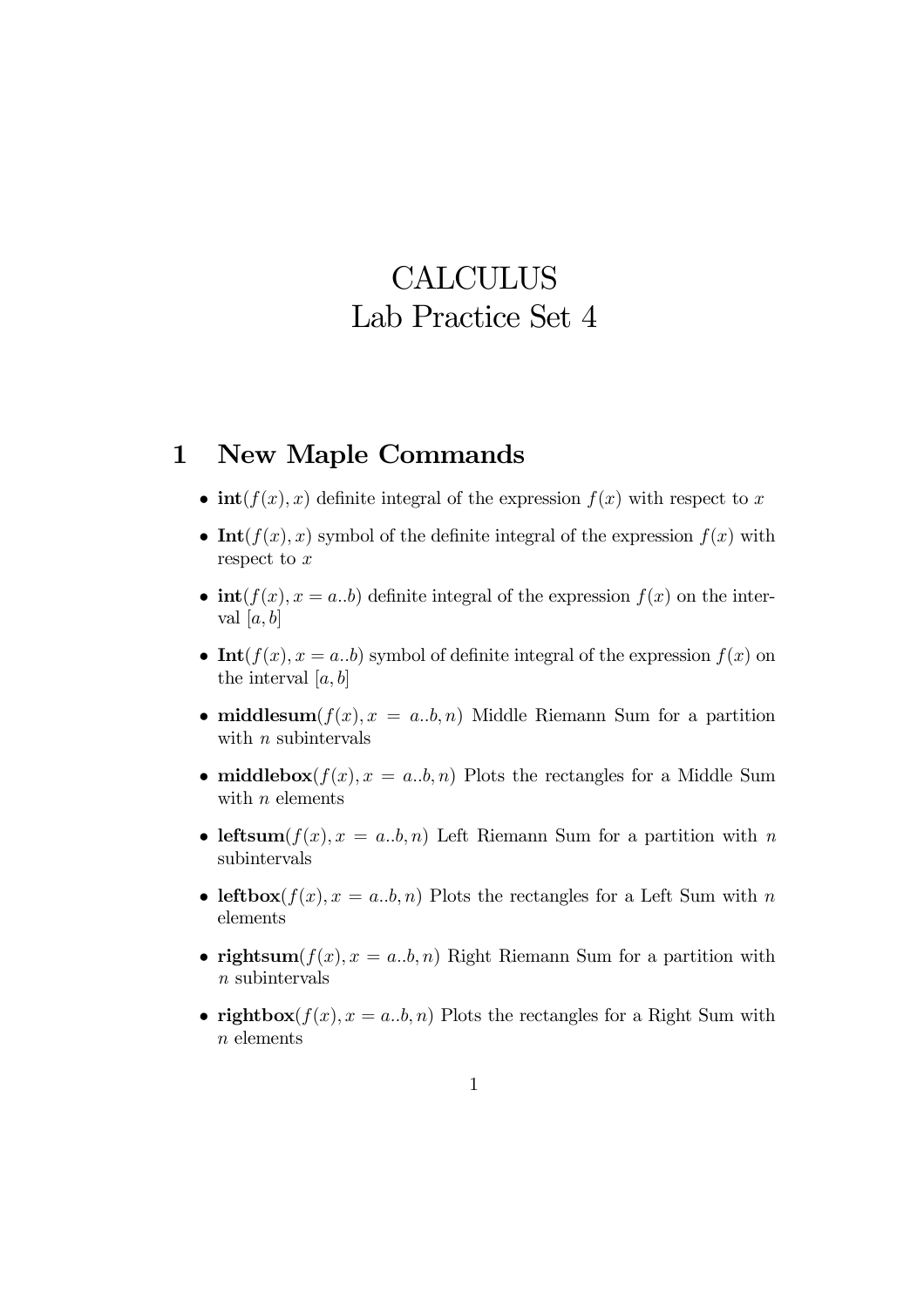# CALCULUS
# Lab Practice Set 4

## 1 New Maple Commands

- **int**$(f(x), x)$ definite integral of the expression $f(x)$ with respect to $x$
- **Int**$(f(x), x)$ symbol of the definite integral of the expression $f(x)$ with respect to $x$
- **int**$(f(x), x = a..b)$ definite integral of the expression $f(x)$ on the interval $[a, b]$
- **Int**$(f(x), x = a..b)$ symbol of definite integral of the expression $f(x)$ on the interval $[a, b]$
- **middlesum**$(f(x), x = a..b, n)$ Middle Riemann Sum for a partition with $n$ subintervals
- **middlebox**$(f(x), x = a..b, n)$ Plots the rectangles for a Middle Sum with $n$ elements
- **leftsum**$(f(x), x = a..b, n)$ Left Riemann Sum for a partition with $n$ subintervals
- **leftbox**$(f(x), x = a..b, n)$ Plots the rectangles for a Left Sum with $n$ elements
- **rightsum**$(f(x), x = a..b, n)$ Right Riemann Sum for a partition with $n$ subintervals
- **rightbox**$(f(x), x = a..b, n)$ Plots the rectangles for a Right Sum with $n$ elements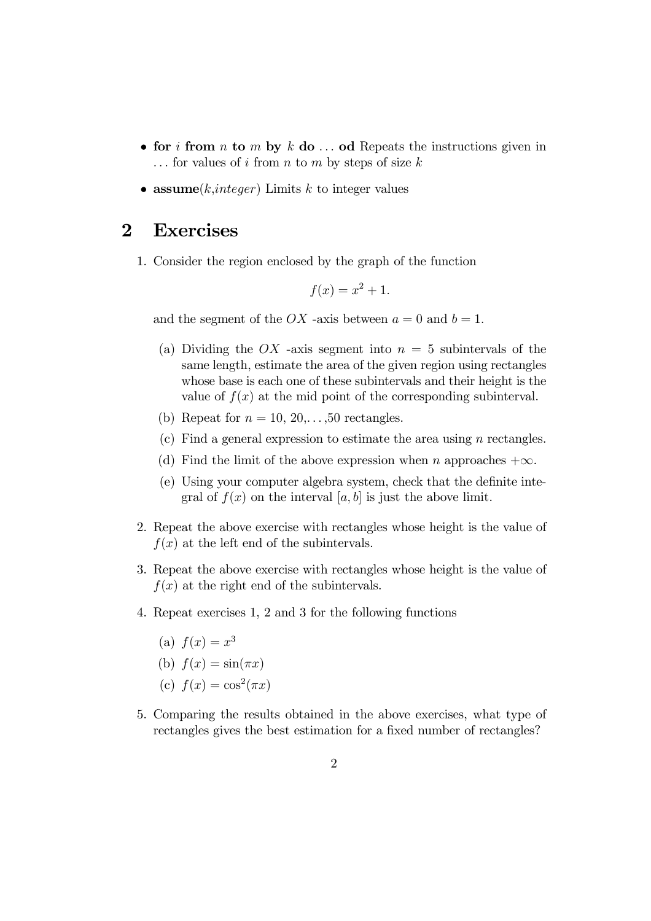- **for** $i$ **from** $n$ **to** $m$ **by** $k$ **do** ... **od** Repeats the instructions given in ... for values of $i$ from $n$ to $m$ by steps of size $k$
- **assume**($k$,*integer*) Limits $k$ to integer values

## 2 Exercises

1. Consider the region enclosed by the graph of the function

   $$f(x) = x^2 + 1.$$

   and the segment of the $OX$ -axis between $a = 0$ and $b = 1$.

   (a) Dividing the $OX$ -axis segment into $n = 5$ subintervals of the same length, estimate the area of the given region using rectangles whose base is each one of these subintervals and their height is the value of $f(x)$ at the mid point of the corresponding subinterval.

   (b) Repeat for $n = 10, 20, \ldots, 50$ rectangles.

   (c) Find a general expression to estimate the area using $n$ rectangles.

   (d) Find the limit of the above expression when $n$ approaches $+\infty$.

   (e) Using your computer algebra system, check that the definite integral of $f(x)$ on the interval $[a, b]$ is just the above limit.

2. Repeat the above exercise with rectangles whose height is the value of $f(x)$ at the left end of the subintervals.

3. Repeat the above exercise with rectangles whose height is the value of $f(x)$ at the right end of the subintervals.

4. Repeat exercises 1, 2 and 3 for the following functions

   (a) $f(x) = x^3$

   (b) $f(x) = \sin(\pi x)$

   (c) $f(x) = \cos^2(\pi x)$

5. Comparing the results obtained in the above exercises, what type of rectangles gives the best estimation for a fixed number of rectangles?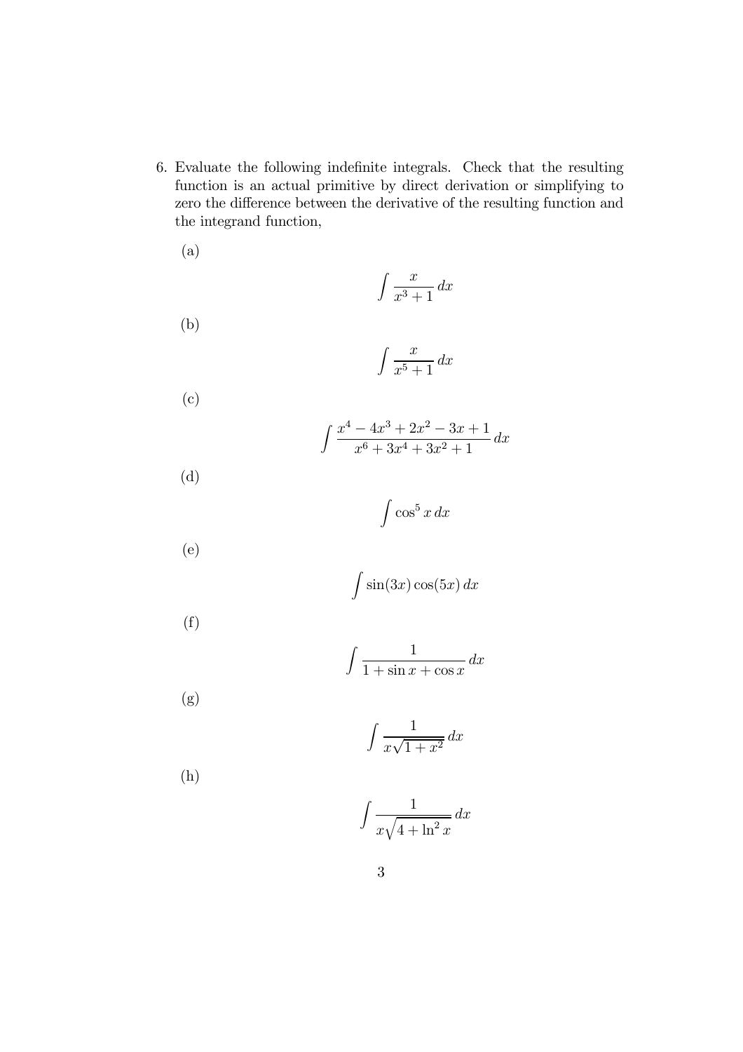6. Evaluate the following indefinite integrals. Check that the resulting function is an actual primitive by direct derivation or simplifying to zero the difference between the derivative of the resulting function and the integrand function,

   (a)
   $$\int \frac{x}{x^3+1}\, dx$$

   (b)
   $$\int \frac{x}{x^5+1}\, dx$$

   (c)
   $$\int \frac{x^4-4x^3+2x^2-3x+1}{x^6+3x^4+3x^2+1}\, dx$$

   (d)
   $$\int \cos^5 x \, dx$$

   (e)
   $$\int \sin(3x)\cos(5x)\, dx$$

   (f)
   $$\int \frac{1}{1+\sin x+\cos x}\, dx$$

   (g)
   $$\int \frac{1}{x\sqrt{1+x^2}}\, dx$$

   (h)
   $$\int \frac{1}{x\sqrt{4+\ln^2 x}}\, dx$$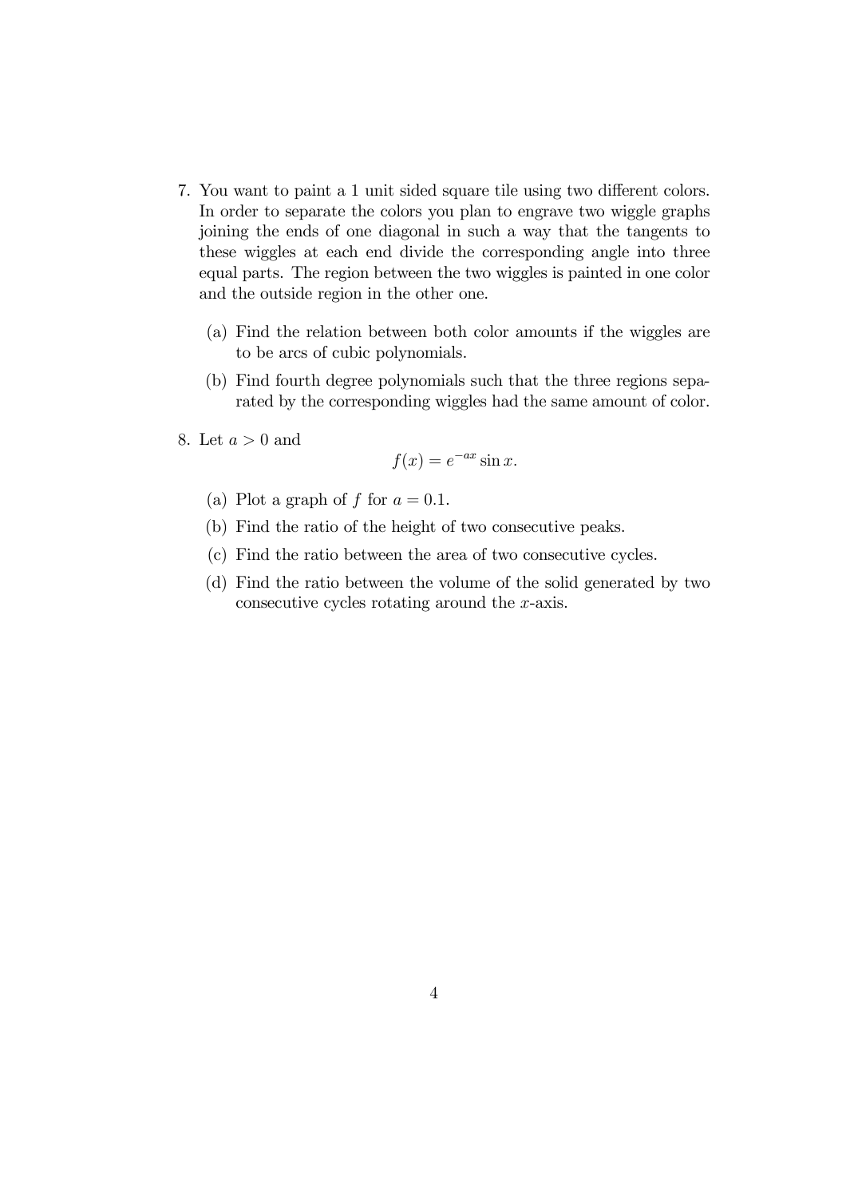7. You want to paint a 1 unit sided square tile using two different colors. In order to separate the colors you plan to engrave two wiggle graphs joining the ends of one diagonal in such a way that the tangents to these wiggles at each end divide the corresponding angle into three equal parts. The region between the two wiggles is painted in one color and the outside region in the other one.

   (a) Find the relation between both color amounts if the wiggles are to be arcs of cubic polynomials.

   (b) Find fourth degree polynomials such that the three regions separated by the corresponding wiggles had the same amount of color.

8. Let $a > 0$ and

$$f(x) = e^{-ax} \sin x.$$

   (a) Plot a graph of $f$ for $a = 0.1$.

   (b) Find the ratio of the height of two consecutive peaks.

   (c) Find the ratio between the area of two consecutive cycles.

   (d) Find the ratio between the volume of the solid generated by two consecutive cycles rotating around the $x$-axis.